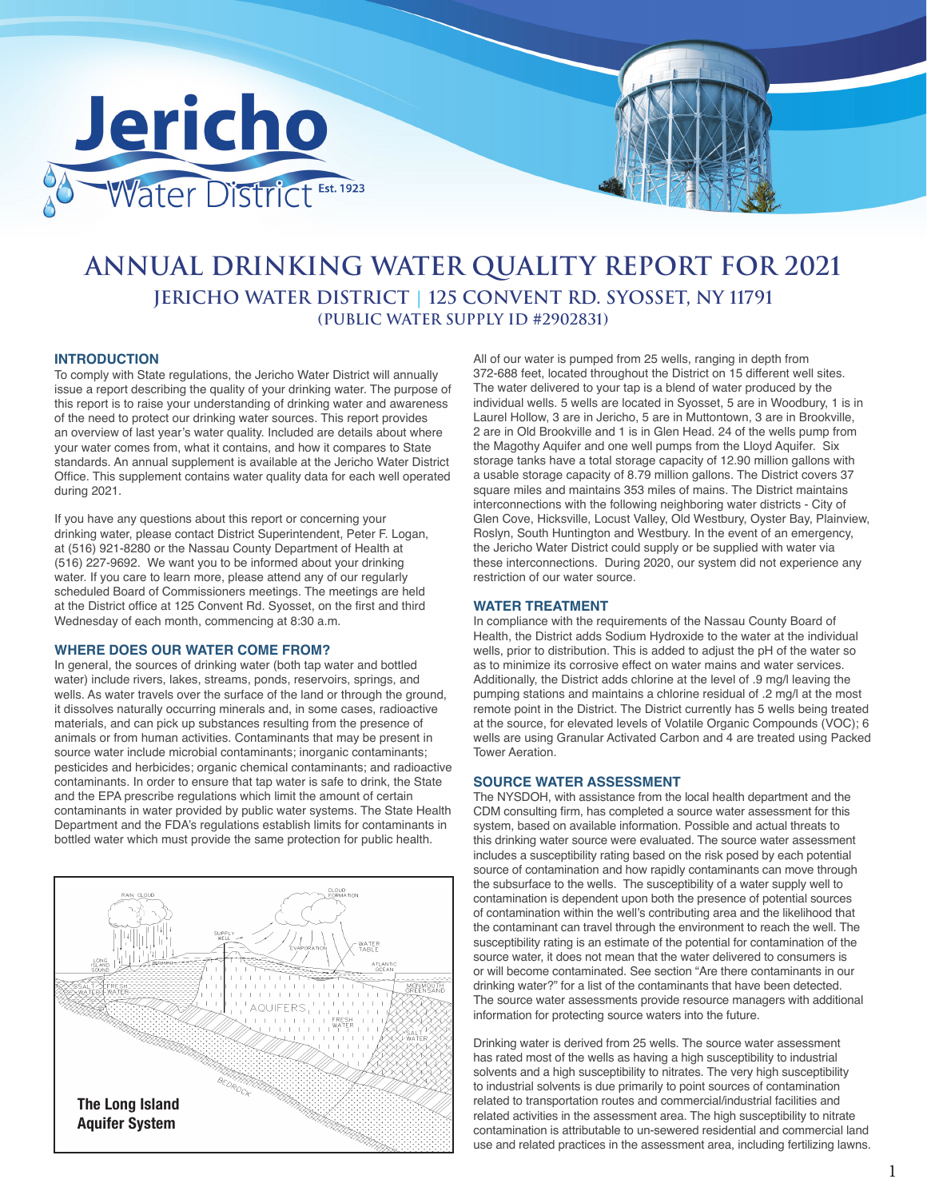# ANNUAL DRINKING WATER QUALITY REPORT FOR 2021

## JERICHO WATER DISTRICT | 125 CONVENT RD. SYOSSET, NY 11791

### (PUBLIC WATER SUPPLY ID #2902831)

### INTRODUCTION

To comply with State regulations, the Jericho Water District will annually issue a report describing the quality of your drinking water. The purpose of this report is to raise your understanding of drinking water and awareness of the need to protect our drinking water sources. This report provides an overview of last year's water quality. Included are details about where your water comes from, what it contains, and how it compares to State standards. An annual supplement is available at the Jericho Water District Office. This supplement contains water quality data for each well operated during 2021.

If you have any questions about this report or concerning your drinking water, please contact District Superintendent, Peter F. Logan, at (516) 921-8280 or the Nassau County Department of Health at (516) 227-9692. We want you to be informed about your drinking water. If you care to learn more, please attend any of our regularly scheduled Board of Commissioners meetings. The meetings are held at the District office at 125 Convent Rd. Syosset, on the first and third Wednesday of each month, commencing at 8:30 a.m.

### WHERE DOES OUR WATER COME FROM?

In general, the sources of drinking water (both tap water and bottled water) include rivers, lakes, streams, ponds, reservoirs, springs, and wells. As water travels over the surface of the land or through the ground, it dissolves naturally occurring minerals and, in some cases, radioactive materials, and can pick up substances resulting from the presence of animals or from human activities. Contaminants that may be present in source water include microbial contaminants; inorganic contaminants; pesticides and herbicides; organic chemical contaminants; and radioactive contaminants. In order to ensure that tap water is safe to drink, the State and the EPA prescribe regulations which limit the amount of certain contaminants in water provided by public water systems. The State Health Department and the FDA's regulations establish limits for contaminants in bottled water which must provide the same protection for public health.

**The Long Island Aquifer System**

All of our water is pumped from 25 wells, ranging in depth from 372-688 feet, located throughout the District on 15 different well sites. The water delivered to your tap is a blend of water produced by the individual wells. 5 wells are located in Syosset, 5 are in Woodbury, 1 is in Laurel Hollow, 3 are in Jericho, 5 are in Muttontown, 3 are in Brookville, 2 are in Old Brookville and 1 is in Glen Head. 24 of the wells pump from the Magothy Aquifer and one well pumps from the Lloyd Aquifer. Six storage tanks have a total storage capacity of 12.90 million gallons with a usable storage capacity of 8.79 million gallons. The District covers 37 square miles and maintains 353 miles of mains. The District maintains interconnections with the following neighboring water districts - City of Glen Cove, Hicksville, Locust Valley, Old Westbury, Oyster Bay, Plainview, Roslyn, South Huntington and Westbury. In the event of an emergency, the Jericho Water District could supply or be supplied with water via these interconnections. During 2020, our system did not experience any restriction of our water source.

### WATER TREATMENT

In compliance with the requirements of the Nassau County Board of Health, the District adds Sodium Hydroxide to the water at the individual wells, prior to distribution. This is added to adjust the pH of the water so as to minimize its corrosive effect on water mains and water services. Additionally, the District adds chlorine at the level of .9 mg/l leaving the pumping stations and maintains a chlorine residual of .2 mg/l at the most remote point in the District. The District currently has 5 wells being treated at the source, for elevated levels of Volatile Organic Compounds (VOC); 6 wells are using Granular Activated Carbon and 4 are treated using Packed Tower Aeration.

### SOURCE WATER ASSESSMENT

The NYSDOH, with assistance from the local health department and the CDM consulting firm, has completed a source water assessment for this system, based on available information. Possible and actual threats to this drinking water source were evaluated. The source water assessment includes a susceptibility rating based on the risk posed by each potential source of contamination and how rapidly contaminants can move through the subsurface to the wells. The susceptibility of a water supply well to contamination is dependent upon both the presence of potential sources of contamination within the well's contributing area and the likelihood that the contaminant can travel through the environment to reach the well. The susceptibility rating is an estimate of the potential for contamination of the source water, it does not mean that the water delivered to consumers is or will become contaminated. See section "Are there contaminants in our drinking water?" for a list of the contaminants that have been detected. The source water assessments provide resource managers with additional information for protecting source waters into the future.

Drinking water is derived from 25 wells. The source water assessment has rated most of the wells as having a high susceptibility to industrial solvents and a high susceptibility to nitrates. The very high susceptibility to industrial solvents is due primarily to point sources of contamination related to transportation routes and commercial/industrial facilities and related activities in the assessment area. The high susceptibility to nitrate contamination is attributable to un-sewered residential and commercial land use and related practices in the assessment area, including fertilizing lawns.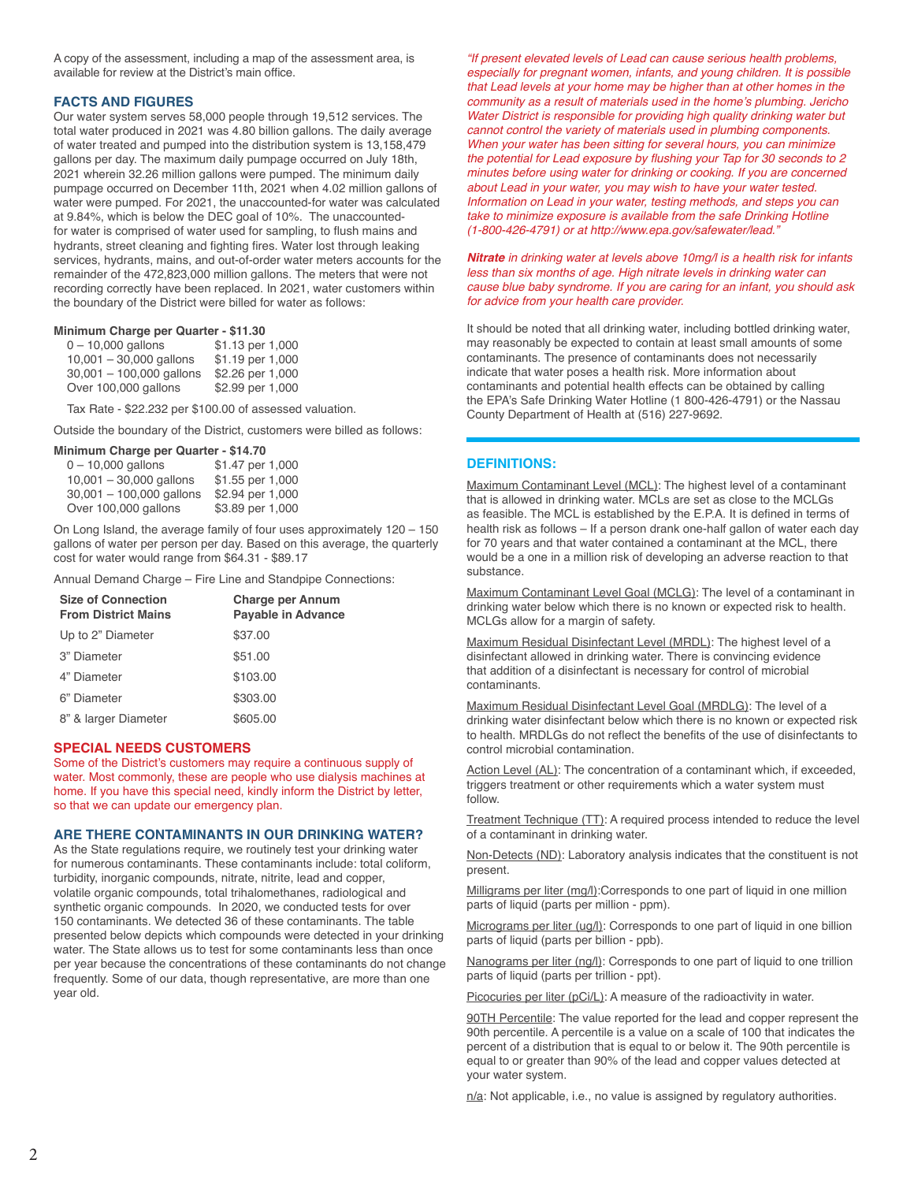A copy of the assessment, including a map of the assessment area, is available for review at the District's main office.

## FACTS AND FIGURES

Our water system serves 58,000 people through 19,512 services. The total water produced in 2021 was 4.80 billion gallons. The daily average of water treated and pumped into the distribution system is 13,158,479 gallons per day. The maximum daily pumpage occurred on July 18th, 2021 wherein 32.26 million gallons were pumped. The minimum daily pumpage occurred on December 11th, 2021 when 4.02 million gallons of water were pumped. For 2021, the unaccounted-for water was calculated at 9.84%, which is below the DEC goal of 10%. The unaccounted-for water is comprised of water used for sampling, to flush mains and hydrants, street cleaning and fighting fires. Water lost through leaking services, hydrants, mains, and out-of-order water meters accounts for the remainder of the 472,823,000 million gallons. The meters that were not recording correctly have been replaced. In 2021, water customers within the boundary of the District were billed for water as follows:

**Minimum Charge per Quarter - $11.30**

| | |
|---|---|
| 0 – 10,000 gallons | $1.13 per 1,000 |
| 10,001 – 30,000 gallons | $1.19 per 1,000 |
| 30,001 – 100,000 gallons | $2.26 per 1,000 |
| Over 100,000 gallons | $2.99 per 1,000 |

Tax Rate - $22.232 per $100.00 of assessed valuation.

Outside the boundary of the District, customers were billed as follows:

**Minimum Charge per Quarter - $14.70**

| | |
|---|---|
| 0 – 10,000 gallons | $1.47 per 1,000 |
| 10,001 – 30,000 gallons | $1.55 per 1,000 |
| 30,001 – 100,000 gallons | $2.94 per 1,000 |
| Over 100,000 gallons | $3.89 per 1,000 |

On Long Island, the average family of four uses approximately 120 – 150 gallons of water per person per day. Based on this average, the quarterly cost for water would range from $64.31 - $89.17

Annual Demand Charge – Fire Line and Standpipe Connections:

| Size of Connection From District Mains | Charge per Annum Payable in Advance |
|---|---|
| Up to 2" Diameter | $37.00 |
| 3" Diameter | $51.00 |
| 4" Diameter | $103.00 |
| 6" Diameter | $303.00 |
| 8" & larger Diameter | $605.00 |

## SPECIAL NEEDS CUSTOMERS

Some of the District's customers may require a continuous supply of water. Most commonly, these are people who use dialysis machines at home. If you have this special need, kindly inform the District by letter, so that we can update our emergency plan.

## ARE THERE CONTAMINANTS IN OUR DRINKING WATER?

As the State regulations require, we routinely test your drinking water for numerous contaminants. These contaminants include: total coliform, turbidity, inorganic compounds, nitrate, nitrite, lead and copper, volatile organic compounds, total trihalomethanes, radiological and synthetic organic compounds. In 2020, we conducted tests for over 150 contaminants. We detected 36 of these contaminants. The table presented below depicts which compounds were detected in your drinking water. The State allows us to test for some contaminants less than once per year because the concentrations of these contaminants do not change frequently. Some of our data, though representative, are more than one year old.

*"If present elevated levels of Lead can cause serious health problems, especially for pregnant women, infants, and young children. It is possible that Lead levels at your home may be higher than at other homes in the community as a result of materials used in the home's plumbing. Jericho Water District is responsible for providing high quality drinking water but cannot control the variety of materials used in plumbing components. When your water has been sitting for several hours, you can minimize the potential for Lead exposure by flushing your Tap for 30 seconds to 2 minutes before using water for drinking or cooking. If you are concerned about Lead in your water, you may wish to have your water tested. Information on Lead in your water, testing methods, and steps you can take to minimize exposure is available from the safe Drinking Hotline (1-800-426-4791) or at http://www.epa.gov/safewater/lead."*

***Nitrate*** *in drinking water at levels above 10mg/l is a health risk for infants less than six months of age. High nitrate levels in drinking water can cause blue baby syndrome. If you are caring for an infant, you should ask for advice from your health care provider.*

It should be noted that all drinking water, including bottled drinking water, may reasonably be expected to contain at least small amounts of some contaminants. The presence of contaminants does not necessarily indicate that water poses a health risk. More information about contaminants and potential health effects can be obtained by calling the EPA's Safe Drinking Water Hotline (1 800-426-4791) or the Nassau County Department of Health at (516) 227-9692.

## DEFINITIONS:

Maximum Contaminant Level (MCL): The highest level of a contaminant that is allowed in drinking water. MCLs are set as close to the MCLGs as feasible. The MCL is established by the E.P.A. It is defined in terms of health risk as follows – If a person drank one-half gallon of water each day for 70 years and that water contained a contaminant at the MCL, there would be a one in a million risk of developing an adverse reaction to that substance.

Maximum Contaminant Level Goal (MCLG): The level of a contaminant in drinking water below which there is no known or expected risk to health. MCLGs allow for a margin of safety.

Maximum Residual Disinfectant Level (MRDL): The highest level of a disinfectant allowed in drinking water. There is convincing evidence that addition of a disinfectant is necessary for control of microbial contaminants.

Maximum Residual Disinfectant Level Goal (MRDLG): The level of a drinking water disinfectant below which there is no known or expected risk to health. MRDLGs do not reflect the benefits of the use of disinfectants to control microbial contamination.

Action Level (AL): The concentration of a contaminant which, if exceeded, triggers treatment or other requirements which a water system must follow.

Treatment Technique (TT): A required process intended to reduce the level of a contaminant in drinking water.

Non-Detects (ND): Laboratory analysis indicates that the constituent is not present.

Milligrams per liter (mg/l):Corresponds to one part of liquid in one million parts of liquid (parts per million - ppm).

Micrograms per liter (ug/l): Corresponds to one part of liquid in one billion parts of liquid (parts per billion - ppb).

Nanograms per liter (ng/l): Corresponds to one part of liquid to one trillion parts of liquid (parts per trillion - ppt).

Picocuries per liter (pCi/L): A measure of the radioactivity in water.

90TH Percentile: The value reported for the lead and copper represent the 90th percentile. A percentile is a value on a scale of 100 that indicates the percent of a distribution that is equal to or below it. The 90th percentile is equal to or greater than 90% of the lead and copper values detected at your water system.

n/a: Not applicable, i.e., no value is assigned by regulatory authorities.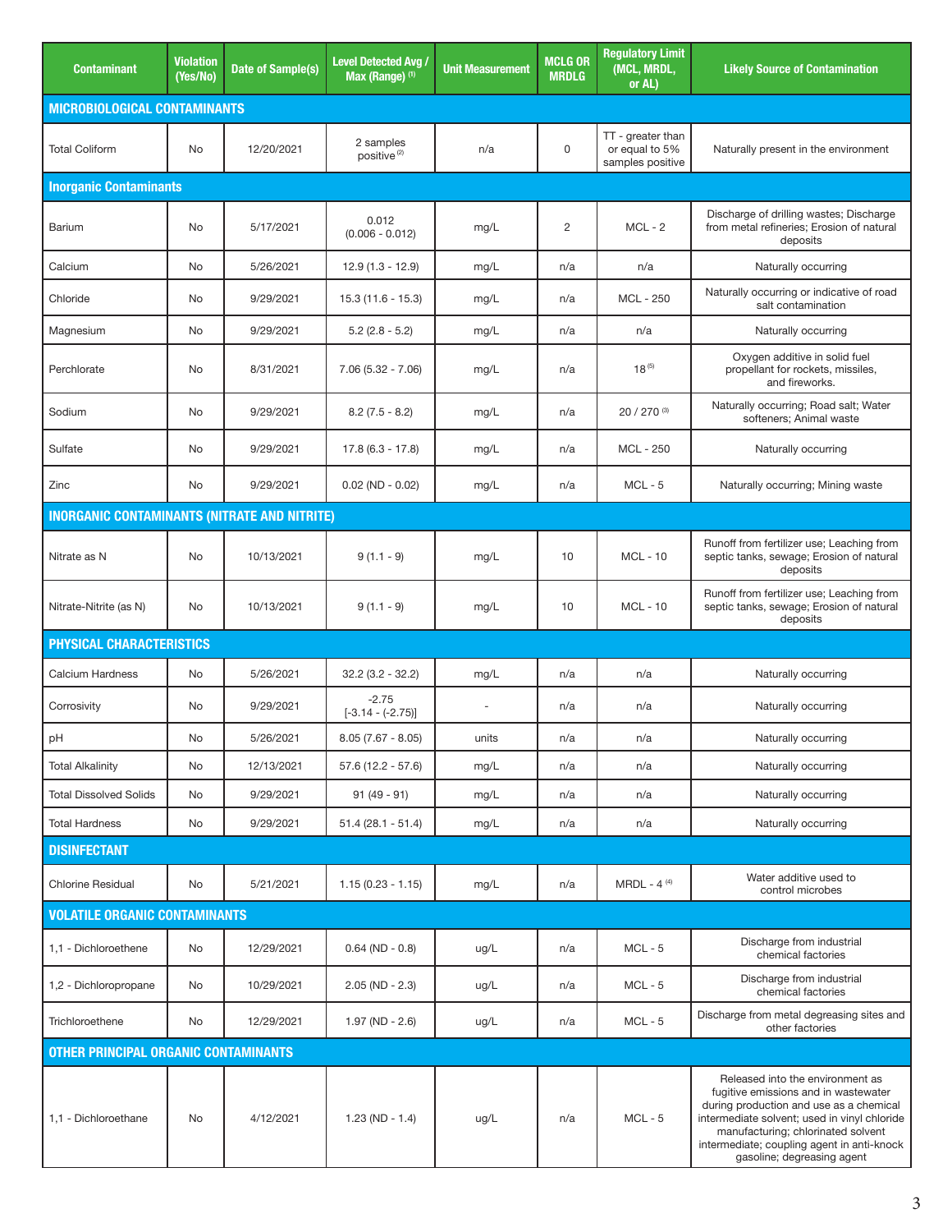| Contaminant | Violation (Yes/No) | Date of Sample(s) | Level Detected Avg / Max (Range) [1] | Unit Measurement | MCLG OR MRDLG | Regulatory Limit (MCL, MRDL, or AL) | Likely Source of Contamination |
|---|---|---|---|---|---|---|---|
| **MICROBIOLOGICAL CONTAMINANTS** | | | | | | | |
| Total Coliform | No | 12/20/2021 | 2 samples positive [2] | n/a | 0 | TT - greater than or equal to 5% samples positive | Naturally present in the environment |
| **Inorganic Contaminants** | | | | | | | |
| Barium | No | 5/17/2021 | 0.012 (0.006 - 0.012) | mg/L | 2 | MCL - 2 | Discharge of drilling wastes; Discharge from metal refineries; Erosion of natural deposits |
| Calcium | No | 5/26/2021 | 12.9 (1.3 - 12.9) | mg/L | n/a | n/a | Naturally occurring |
| Chloride | No | 9/29/2021 | 15.3 (11.6 - 15.3) | mg/L | n/a | MCL - 250 | Naturally occurring or indicative of road salt contamination |
| Magnesium | No | 9/29/2021 | 5.2 (2.8 - 5.2) | mg/L | n/a | n/a | Naturally occurring |
| Perchlorate | No | 8/31/2021 | 7.06 (5.32 - 7.06) | mg/L | n/a | 18 [5] | Oxygen additive in solid fuel propellant for rockets, missiles, and fireworks. |
| Sodium | No | 9/29/2021 | 8.2 (7.5 - 8.2) | mg/L | n/a | 20 / 270 [3] | Naturally occurring; Road salt; Water softeners; Animal waste |
| Sulfate | No | 9/29/2021 | 17.8 (6.3 - 17.8) | mg/L | n/a | MCL - 250 | Naturally occurring |
| Zinc | No | 9/29/2021 | 0.02 (ND - 0.02) | mg/L | n/a | MCL - 5 | Naturally occurring; Mining waste |
| **INORGANIC CONTAMINANTS (NITRATE AND NITRITE)** | | | | | | | |
| Nitrate as N | No | 10/13/2021 | 9 (1.1 - 9) | mg/L | 10 | MCL - 10 | Runoff from fertilizer use; Leaching from septic tanks, sewage; Erosion of natural deposits |
| Nitrate-Nitrite (as N) | No | 10/13/2021 | 9 (1.1 - 9) | mg/L | 10 | MCL - 10 | Runoff from fertilizer use; Leaching from septic tanks, sewage; Erosion of natural deposits |
| **PHYSICAL CHARACTERISTICS** | | | | | | | |
| Calcium Hardness | No | 5/26/2021 | 32.2 (3.2 - 32.2) | mg/L | n/a | n/a | Naturally occurring |
| Corrosivity | No | 9/29/2021 | -2.75 [-3.14 - (-2.75)] | - | n/a | n/a | Naturally occurring |
| pH | No | 5/26/2021 | 8.05 (7.67 - 8.05) | units | n/a | n/a | Naturally occurring |
| Total Alkalinity | No | 12/13/2021 | 57.6 (12.2 - 57.6) | mg/L | n/a | n/a | Naturally occurring |
| Total Dissolved Solids | No | 9/29/2021 | 91 (49 - 91) | mg/L | n/a | n/a | Naturally occurring |
| Total Hardness | No | 9/29/2021 | 51.4 (28.1 - 51.4) | mg/L | n/a | n/a | Naturally occurring |
| **DISINFECTANT** | | | | | | | |
| Chlorine Residual | No | 5/21/2021 | 1.15 (0.23 - 1.15) | mg/L | n/a | MRDL - 4 [4] | Water additive used to control microbes |
| **VOLATILE ORGANIC CONTAMINANTS** | | | | | | | |
| 1,1 - Dichloroethene | No | 12/29/2021 | 0.64 (ND - 0.8) | ug/L | n/a | MCL - 5 | Discharge from industrial chemical factories |
| 1,2 - Dichloropropane | No | 10/29/2021 | 2.05 (ND - 2.3) | ug/L | n/a | MCL - 5 | Discharge from industrial chemical factories |
| Trichloroethene | No | 12/29/2021 | 1.97 (ND - 2.6) | ug/L | n/a | MCL - 5 | Discharge from metal degreasing sites and other factories |
| **OTHER PRINCIPAL ORGANIC CONTAMINANTS** | | | | | | | |
| 1,1 - Dichloroethane | No | 4/12/2021 | 1.23 (ND - 1.4) | ug/L | n/a | MCL - 5 | Released into the environment as fugitive emissions and in wastewater during production and use as a chemical intermediate solvent; used in vinyl chloride manufacturing; chlorinated solvent intermediate; coupling agent in anti-knock gasoline; degreasing agent |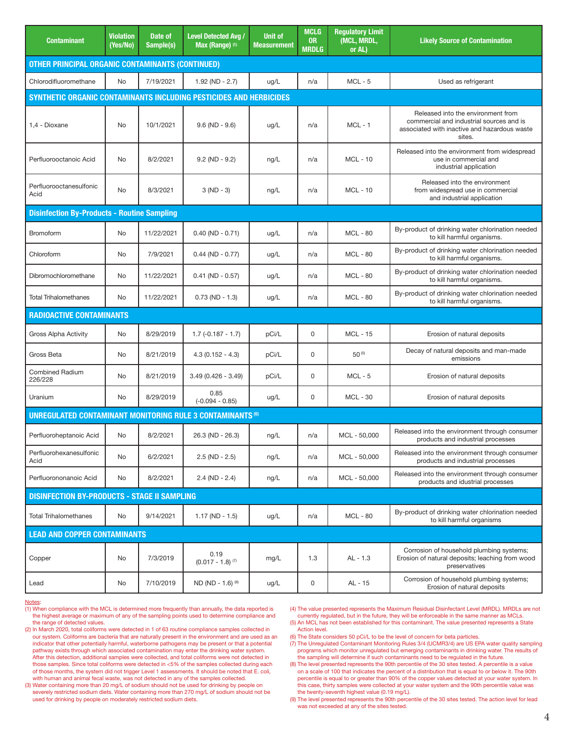| Contaminant | Violation (Yes/No) | Date of Sample(s) | Level Detected Avg / Max (Range) [1] | Unit of Measurement | MCLG OR MRDLG | Regulatory Limit (MCL, MRDL, or AL) | Likely Source of Contamination |
|---|---|---|---|---|---|---|---|
| **OTHER PRINCIPAL ORGANIC CONTAMINANTS (CONTINUED)** | | | | | | | |
| Chlorodifluoromethane | No | 7/19/2021 | 1.92 (ND - 2.7) | ug/L | n/a | MCL - 5 | Used as refrigerant |
| **SYNTHETIC ORGANIC CONTAMINANTS INCLUDING PESTICIDES AND HERBICIDES** | | | | | | | |
| 1,4 - Dioxane | No | 10/1/2021 | 9.6 (ND - 9.6) | ug/L | n/a | MCL - 1 | Released into the environment from commercial and industrial sources and is associated with inactive and hazardous waste sites. |
| Perfluorooctanoic Acid | No | 8/2/2021 | 9.2 (ND - 9.2) | ng/L | n/a | MCL - 10 | Released into the environment from widespread use in commercial and industrial application |
| Perfluorooctanesulfonic Acid | No | 8/3/2021 | 3 (ND - 3) | ng/L | n/a | MCL - 10 | Released into the environment from widespread use in commercial and industrial application |
| **Disinfection By-Products - Routine Sampling** | | | | | | | |
| Bromoform | No | 11/22/2021 | 0.40 (ND - 0.71) | ug/L | n/a | MCL - 80 | By-product of drinking water chlorination needed to kill harmful organisms. |
| Chloroform | No | 7/9/2021 | 0.44 (ND - 0.77) | ug/L | n/a | MCL - 80 | By-product of drinking water chlorination needed to kill harmful organisms. |
| Dibromochloromethane | No | 11/22/2021 | 0.41 (ND - 0.57) | ug/L | n/a | MCL - 80 | By-product of drinking water chlorination needed to kill harmful organisms. |
| Total Trihalomethanes | No | 11/22/2021 | 0.73 (ND - 1.3) | ug/L | n/a | MCL - 80 | By-product of drinking water chlorination needed to kill harmful organisms. |
| **RADIOACTIVE CONTAMINANTS** | | | | | | | |
| Gross Alpha Activity | No | 8/29/2019 | 1.7 (-0.187 - 1.7) | pCi/L | 0 | MCL - 15 | Erosion of natural deposits |
| Gross Beta | No | 8/21/2019 | 4.3 (0.152 - 4.3) | pCi/L | 0 | 50 [5] | Decay of natural deposits and man-made emissions |
| Combined Radium 226/228 | No | 8/21/2019 | 3.49 (0.426 - 3.49) | pCi/L | 0 | MCL - 5 | Erosion of natural deposits |
| Uranium | No | 8/29/2019 | 0.85 (-0.094 - 0.85) | ug/L | 0 | MCL - 30 | Erosion of natural deposits |
| **UNREGULATED CONTAMINANT MONITORING RULE 3 CONTAMINANTS [6]** | | | | | | | |
| Perfluoroheptanoic Acid | No | 8/2/2021 | 26.3 (ND - 26.3) | ng/L | n/a | MCL - 50,000 | Released into the environment through consumer products and industrial processes |
| Perfluorohexanesulfonic Acid | No | 6/2/2021 | 2.5 (ND - 2.5) | ng/L | n/a | MCL - 50,000 | Released into the environment through consumer products and industrial processes |
| Perfluorononanoic Acid | No | 8/2/2021 | 2.4 (ND - 2.4) | ng/L | n/a | MCL - 50,000 | Released into the environment through consumer products and idustrial processes |
| **DISINFECTION BY-PRODUCTS - STAGE II SAMPLING** | | | | | | | |
| Total Trihalomethanes | No | 9/14/2021 | 1.17 (ND - 1.5) | ug/L | n/a | MCL - 80 | By-product of drinking water chlorination needed to kill harmful organisms |
| **LEAD AND COPPER CONTAMINANTS** | | | | | | | |
| Copper | No | 7/3/2019 | 0.19 (0.017 - 1.8) [7] | mg/L | 1.3 | AL - 1.3 | Corrosion of household plumbing systems; Erosion of natural deposits; leaching from wood preservatives |
| Lead | No | 7/10/2019 | ND (ND - 1.6) [8] | ug/L | 0 | AL - 15 | Corrosion of household plumbing systems; Erosion of natural deposits |

Notes:

(1) When compliance with the MCL is determined more frequently than annually, the data reported is the highest average or maximum of any of the sampling points used to determine compliance and the range of detected values.

(2) In March 2020, total coliforms were detected in 1 of 63 routine compliance samples collected in our system. Coliforms are bacteria that are naturally present in the environment and are used as an indicator that other potentially harmful, waterborne pathogens may be present or that a potential pathway exists through which associated contamination may enter the drinking water system. After this detection, additional samples were collected, and total coliforms were not detected in those samples. Since total coliforms were detected in <5% of the samples collected during each of those months, the system did not trigger Level 1 assessments. It should be noted that E. coli, with human and animal fecal waste, was not detected in any of the samples collected.

(3) Water containing more than 20 mg/L of sodium should not be used for drinking by people on severely restricted sodium diets. Water containing more than 270 mg/L of sodium should not be used for drinking by people on moderately restricted sodium diets.

(4) The value presented represents the Maximum Residual Disinfectant Level (MRDL). MRDLs are not currently regulated, but in the future, they will be enforceable in the same manner as MCLs.

(5) An MCL has not been established for this contaminant. The value presented represents a State Action level.

(6) The State considers 50 pCi/L to be the level of concern for beta particles.

(7) The Unregulated Contaminant Monitoring Rules 3/4 (UCMR3/4) are US EPA water quality sampling programs which monitor unregulated but emerging contaminants in drinking water. The results of the sampling will determine if such contaminants need to be regulated in the future.

(8) The level presented represents the 90th percentile of the 30 sites tested. A percentile is a value on a scale of 100 that indicates the percent of a distribution that is equal to or below it. The 90th percentile is equal to or greater than 90% of the copper values detected at your water system. In this case, thirty samples were collected at your water system and the 90th percentile value was the twenty-seventh highest value (0.19 mg/L).

(9) The level presented represents the 90th percentile of the 30 sites tested. The action level for lead was not exceeded at any of the sites tested.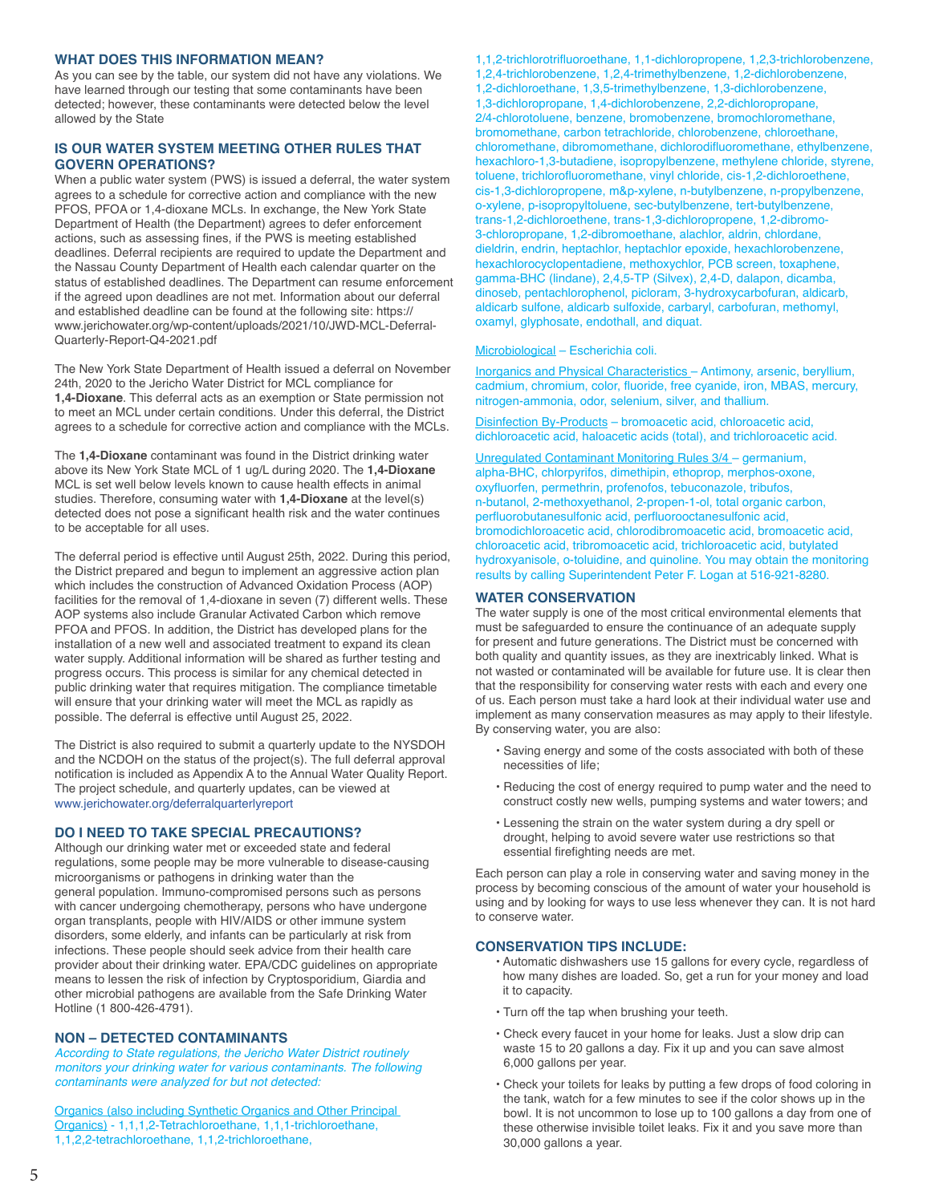## WHAT DOES THIS INFORMATION MEAN?

As you can see by the table, our system did not have any violations. We have learned through our testing that some contaminants have been detected; however, these contaminants were detected below the level allowed by the State

## IS OUR WATER SYSTEM MEETING OTHER RULES THAT GOVERN OPERATIONS?

When a public water system (PWS) is issued a deferral, the water system agrees to a schedule for corrective action and compliance with the new PFOS, PFOA or 1,4-dioxane MCLs. In exchange, the New York State Department of Health (the Department) agrees to defer enforcement actions, such as assessing fines, if the PWS is meeting established deadlines. Deferral recipients are required to update the Department and the Nassau County Department of Health each calendar quarter on the status of established deadlines. The Department can resume enforcement if the agreed upon deadlines are not met. Information about our deferral and established deadline can be found at the following site: https://www.jerichowater.org/wp-content/uploads/2021/10/JWD-MCL-Deferral-Quarterly-Report-Q4-2021.pdf

The New York State Department of Health issued a deferral on November 24th, 2020 to the Jericho Water District for MCL compliance for **1,4-Dioxane**. This deferral acts as an exemption or State permission not to meet an MCL under certain conditions. Under this deferral, the District agrees to a schedule for corrective action and compliance with the MCLs.

The **1,4-Dioxane** contaminant was found in the District drinking water above its New York State MCL of 1 ug/L during 2020. The **1,4-Dioxane** MCL is set well below levels known to cause health effects in animal studies. Therefore, consuming water with **1,4-Dioxane** at the level(s) detected does not pose a significant health risk and the water continues to be acceptable for all uses.

The deferral period is effective until August 25th, 2022. During this period, the District prepared and begun to implement an aggressive action plan which includes the construction of Advanced Oxidation Process (AOP) facilities for the removal of 1,4-dioxane in seven (7) different wells. These AOP systems also include Granular Activated Carbon which remove PFOA and PFOS. In addition, the District has developed plans for the installation of a new well and associated treatment to expand its clean water supply. Additional information will be shared as further testing and progress occurs. This process is similar for any chemical detected in public drinking water that requires mitigation. The compliance timetable will ensure that your drinking water will meet the MCL as rapidly as possible. The deferral is effective until August 25, 2022.

The District is also required to submit a quarterly update to the NYSDOH and the NCDOH on the status of the project(s). The full deferral approval notification is included as Appendix A to the Annual Water Quality Report. The project schedule, and quarterly updates, can be viewed at www.jerichowater.org/deferralquarterlyreport

## DO I NEED TO TAKE SPECIAL PRECAUTIONS?

Although our drinking water met or exceeded state and federal regulations, some people may be more vulnerable to disease-causing microorganisms or pathogens in drinking water than the general population. Immuno-compromised persons such as persons with cancer undergoing chemotherapy, persons who have undergone organ transplants, people with HIV/AIDS or other immune system disorders, some elderly, and infants can be particularly at risk from infections. These people should seek advice from their health care provider about their drinking water. EPA/CDC guidelines on appropriate means to lessen the risk of infection by Cryptosporidium, Giardia and other microbial pathogens are available from the Safe Drinking Water Hotline (1 800-426-4791).

## NON – DETECTED CONTAMINANTS

*According to State regulations, the Jericho Water District routinely monitors your drinking water for various contaminants. The following contaminants were analyzed for but not detected:*

Organics (also including Synthetic Organics and Other Principal Organics) - 1,1,1,2-Tetrachloroethane, 1,1,1-trichloroethane, 1,1,2,2-tetrachloroethane, 1,1,2-trichloroethane, 1,1,2-trichlorotrifluoroethane, 1,1-dichloropropene, 1,2,3-trichlorobenzene, 1,2,4-trichlorobenzene, 1,2,4-trimethylbenzene, 1,2-dichlorobenzene, 1,2-dichloroethane, 1,3,5-trimethylbenzene, 1,3-dichlorobenzene, 1,3-dichloropropane, 1,4-dichlorobenzene, 2,2-dichloropropane, 2/4-chlorotoluene, benzene, bromobenzene, bromochloromethane, bromomethane, carbon tetrachloride, chlorobenzene, chloroethane, chloromethane, dibromomethane, dichlorodifluoromethane, ethylbenzene, hexachloro-1,3-butadiene, isopropylbenzene, methylene chloride, styrene, toluene, trichlorofluoromethane, vinyl chloride, cis-1,2-dichloroethene, cis-1,3-dichloropropene, m&p-xylene, n-butylbenzene, n-propylbenzene, o-xylene, p-isopropyltoluene, sec-butylbenzene, tert-butylbenzene, trans-1,2-dichloroethene, trans-1,3-dichloropropene, 1,2-dibromo-3-chloropropane, 1,2-dibromoethane, alachlor, aldrin, chlordane, dieldrin, endrin, heptachlor, heptachlor epoxide, hexachlorobenzene, hexachlorocyclopentadiene, methoxychlor, PCB screen, toxaphene, gamma-BHC (lindane), 2,4,5-TP (Silvex), 2,4-D, dalapon, dicamba, dinoseb, pentachlorophenol, picloram, 3-hydroxycarbofuran, aldicarb, aldicarb sulfone, aldicarb sulfoxide, carbaryl, carbofuran, methomyl, oxamyl, glyphosate, endothall, and diquat.

Microbiological – Escherichia coli.

Inorganics and Physical Characteristics – Antimony, arsenic, beryllium, cadmium, chromium, color, fluoride, free cyanide, iron, MBAS, mercury, nitrogen-ammonia, odor, selenium, silver, and thallium.

Disinfection By-Products – bromoacetic acid, chloroacetic acid, dichloroacetic acid, haloacetic acids (total), and trichloroacetic acid.

Unregulated Contaminant Monitoring Rules 3/4 – germanium, alpha-BHC, chlorpyrifos, dimethipin, ethoprop, merphos-oxone, oxyfluorfen, permethrin, profenofos, tebuconazole, tribufos, n-butanol, 2-methoxyethanol, 2-propen-1-ol, total organic carbon, perfluorobutanesulfonic acid, perfluorooctanesulfonic acid, bromodichloroacetic acid, chlorodibromoacetic acid, bromoacetic acid, chloroacetic acid, tribromoacetic acid, trichloroacetic acid, butylated hydroxyanisole, o-toluidine, and quinoline. You may obtain the monitoring results by calling Superintendent Peter F. Logan at 516-921-8280.

## WATER CONSERVATION

The water supply is one of the most critical environmental elements that must be safeguarded to ensure the continuance of an adequate supply for present and future generations. The District must be concerned with both quality and quantity issues, as they are inextricably linked. What is not wasted or contaminated will be available for future use. It is clear then that the responsibility for conserving water rests with each and every one of us. Each person must take a hard look at their individual water use and implement as many conservation measures as may apply to their lifestyle. By conserving water, you are also:

- Saving energy and some of the costs associated with both of these necessities of life;
- Reducing the cost of energy required to pump water and the need to construct costly new wells, pumping systems and water towers; and
- Lessening the strain on the water system during a dry spell or drought, helping to avoid severe water use restrictions so that essential firefighting needs are met.

Each person can play a role in conserving water and saving money in the process by becoming conscious of the amount of water your household is using and by looking for ways to use less whenever they can. It is not hard to conserve water.

## CONSERVATION TIPS INCLUDE:

- Automatic dishwashers use 15 gallons for every cycle, regardless of how many dishes are loaded. So, get a run for your money and load it to capacity.
- Turn off the tap when brushing your teeth.
- Check every faucet in your home for leaks. Just a slow drip can waste 15 to 20 gallons a day. Fix it up and you can save almost 6,000 gallons per year.
- Check your toilets for leaks by putting a few drops of food coloring in the tank, watch for a few minutes to see if the color shows up in the bowl. It is not uncommon to lose up to 100 gallons a day from one of these otherwise invisible toilet leaks. Fix it and you save more than 30,000 gallons a year.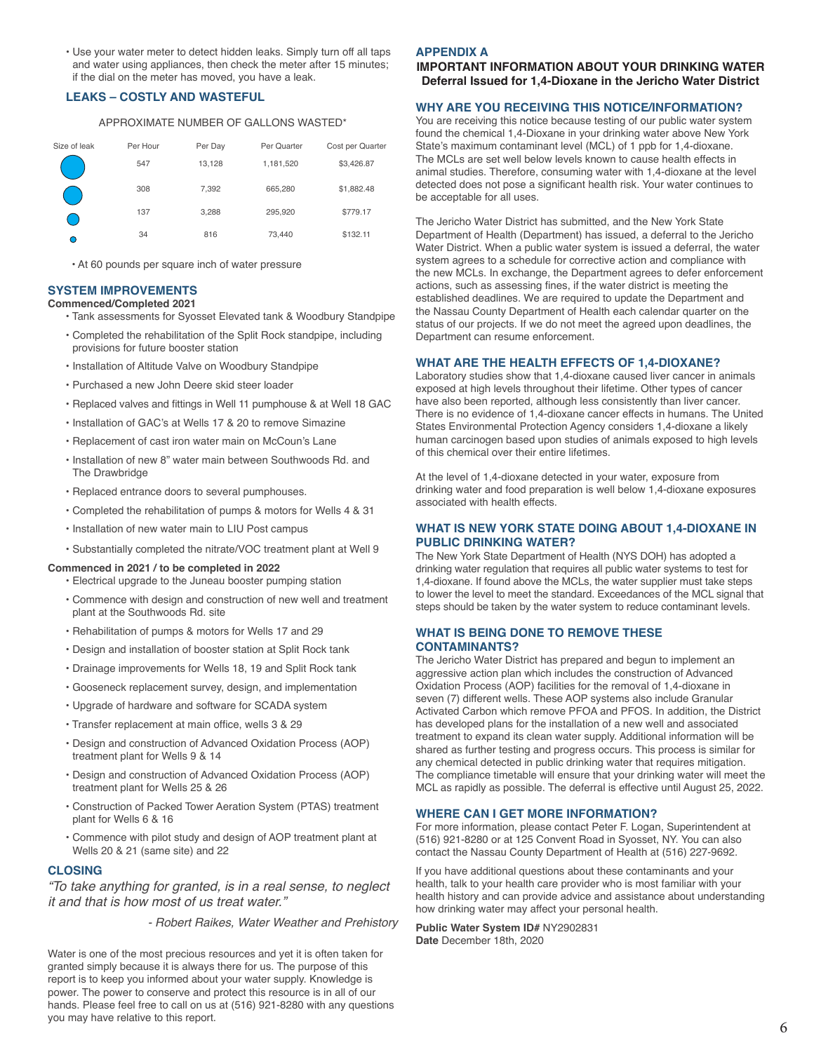- Use your water meter to detect hidden leaks. Simply turn off all taps and water using appliances, then check the meter after 15 minutes; if the dial on the meter has moved, you have a leak.

### LEAKS – COSTLY AND WASTEFUL

APPROXIMATE NUMBER OF GALLONS WASTED*

| Size of leak | Per Hour | Per Day | Per Quarter | Cost per Quarter |
|---|---|---|---|---|
| | 547 | 13,128 | 1,181,520 | $3,426.87 |
| | 308 | 7,392 | 665,280 | $1,882.48 |
| | 137 | 3,288 | 295,920 | $779.17 |
| | 34 | 816 | 73,440 | $132.11 |

* At 60 pounds per square inch of water pressure

### SYSTEM IMPROVEMENTS

**Commenced/Completed 2021**

- Tank assessments for Syosset Elevated tank & Woodbury Standpipe
- Completed the rehabilitation of the Split Rock standpipe, including provisions for future booster station
- Installation of Altitude Valve on Woodbury Standpipe
- Purchased a new John Deere skid steer loader
- Replaced valves and fittings in Well 11 pumphouse & at Well 18 GAC
- Installation of GAC's at Wells 17 & 20 to remove Simazine
- Replacement of cast iron water main on McCoun's Lane
- Installation of new 8" water main between Southwoods Rd. and The Drawbridge
- Replaced entrance doors to several pumphouses.
- Completed the rehabilitation of pumps & motors for Wells 4 & 31
- Installation of new water main to LIU Post campus
- Substantially completed the nitrate/VOC treatment plant at Well 9

**Commenced in 2021 / to be completed in 2022**

- Electrical upgrade to the Juneau booster pumping station
- Commence with design and construction of new well and treatment plant at the Southwoods Rd. site
- Rehabilitation of pumps & motors for Wells 17 and 29
- Design and installation of booster station at Split Rock tank
- Drainage improvements for Wells 18, 19 and Split Rock tank
- Gooseneck replacement survey, design, and implementation
- Upgrade of hardware and software for SCADA system
- Transfer replacement at main office, wells 3 & 29
- Design and construction of Advanced Oxidation Process (AOP) treatment plant for Wells 9 & 14
- Design and construction of Advanced Oxidation Process (AOP) treatment plant for Wells 25 & 26
- Construction of Packed Tower Aeration System (PTAS) treatment plant for Wells 6 & 16
- Commence with pilot study and design of AOP treatment plant at Wells 20 & 21 (same site) and 22

### CLOSING

*"To take anything for granted, is in a real sense, to neglect it and that is how most of us treat water."*

*- Robert Raikes, Water Weather and Prehistory*

Water is one of the most precious resources and yet it is often taken for granted simply because it is always there for us. The purpose of this report is to keep you informed about your water supply. Knowledge is power. The power to conserve and protect this resource is in all of our hands. Please feel free to call on us at (516) 921-8280 with any questions you may have relative to this report.

## APPENDIX A

**IMPORTANT INFORMATION ABOUT YOUR DRINKING WATER**
**Deferral Issued for 1,4-Dioxane in the Jericho Water District**

### WHY ARE YOU RECEIVING THIS NOTICE/INFORMATION?

You are receiving this notice because testing of our public water system found the chemical 1,4-Dioxane in your drinking water above New York State's maximum contaminant level (MCL) of 1 ppb for 1,4-dioxane. The MCLs are set well below levels known to cause health effects in animal studies. Therefore, consuming water with 1,4-dioxane at the level detected does not pose a significant health risk. Your water continues to be acceptable for all uses.

The Jericho Water District has submitted, and the New York State Department of Health (Department) has issued, a deferral to the Jericho Water District. When a public water system is issued a deferral, the water system agrees to a schedule for corrective action and compliance with the new MCLs. In exchange, the Department agrees to defer enforcement actions, such as assessing fines, if the water district is meeting the established deadlines. We are required to update the Department and the Nassau County Department of Health each calendar quarter on the status of our projects. If we do not meet the agreed upon deadlines, the Department can resume enforcement.

### WHAT ARE THE HEALTH EFFECTS OF 1,4-DIOXANE?

Laboratory studies show that 1,4-dioxane caused liver cancer in animals exposed at high levels throughout their lifetime. Other types of cancer have also been reported, although less consistently than liver cancer. There is no evidence of 1,4-dioxane cancer effects in humans. The United States Environmental Protection Agency considers 1,4-dioxane a likely human carcinogen based upon studies of animals exposed to high levels of this chemical over their entire lifetimes.

At the level of 1,4-dioxane detected in your water, exposure from drinking water and food preparation is well below 1,4-dioxane exposures associated with health effects.

### WHAT IS NEW YORK STATE DOING ABOUT 1,4-DIOXANE IN PUBLIC DRINKING WATER?

The New York State Department of Health (NYS DOH) has adopted a drinking water regulation that requires all public water systems to test for 1,4-dioxane. If found above the MCLs, the water supplier must take steps to lower the level to meet the standard. Exceedances of the MCL signal that steps should be taken by the water system to reduce contaminant levels.

### WHAT IS BEING DONE TO REMOVE THESE CONTAMINANTS?

The Jericho Water District has prepared and begun to implement an aggressive action plan which includes the construction of Advanced Oxidation Process (AOP) facilities for the removal of 1,4-dioxane in seven (7) different wells. These AOP systems also include Granular Activated Carbon which remove PFOA and PFOS. In addition, the District has developed plans for the installation of a new well and associated treatment to expand its clean water supply. Additional information will be shared as further testing and progress occurs. This process is similar for any chemical detected in public drinking water that requires mitigation. The compliance timetable will ensure that your drinking water will meet the MCL as rapidly as possible. The deferral is effective until August 25, 2022.

### WHERE CAN I GET MORE INFORMATION?

For more information, please contact Peter F. Logan, Superintendent at (516) 921-8280 or at 125 Convent Road in Syosset, NY. You can also contact the Nassau County Department of Health at (516) 227-9692.

If you have additional questions about these contaminants and your health, talk to your health care provider who is most familiar with your health history and can provide advice and assistance about understanding how drinking water may affect your personal health.

**Public Water System ID#** NY2902831
**Date** December 18th, 2020